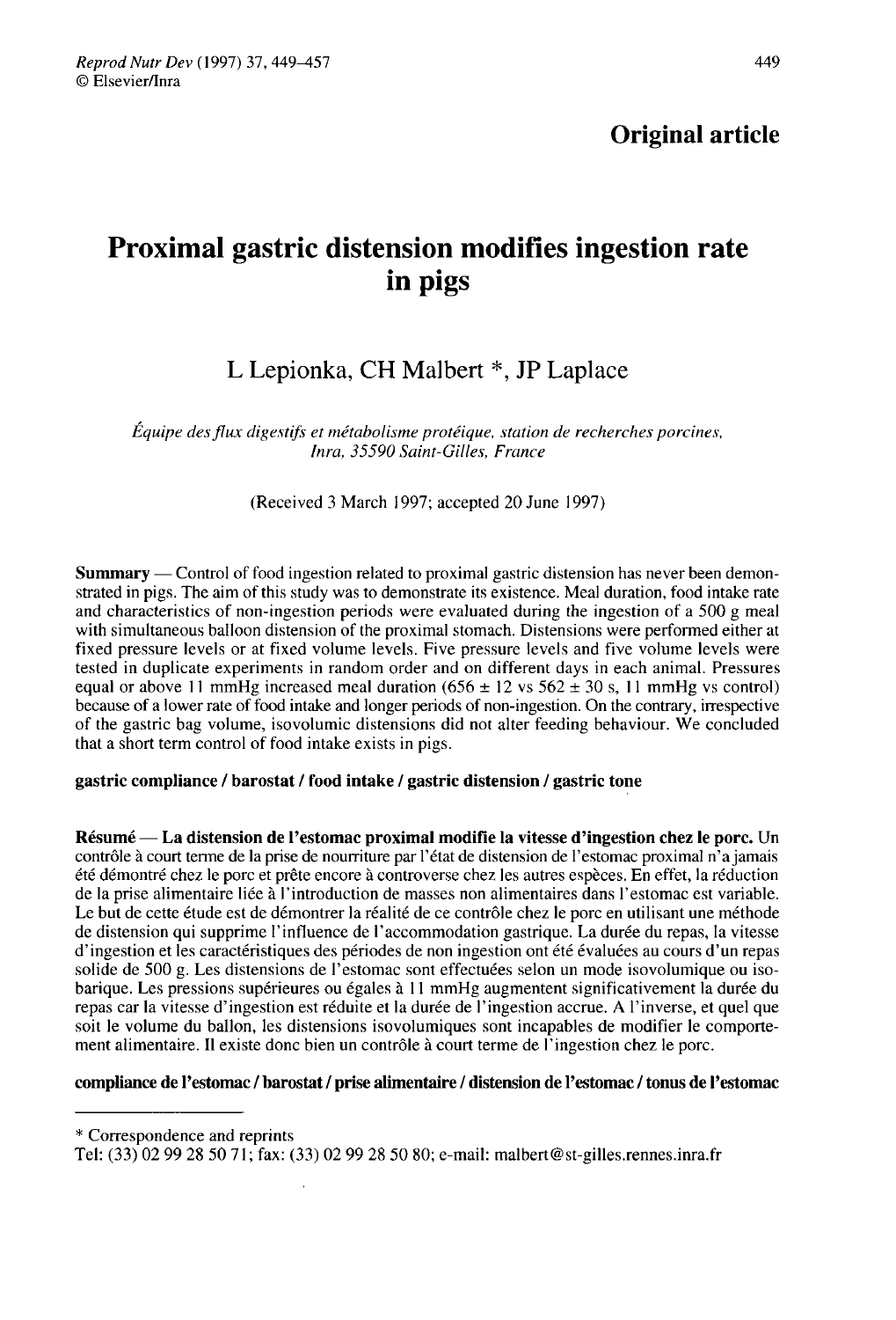**Original article**

# Proximal gastric distension modifies ingestion rate in pigs

L Lepionka, CH Malbert *, JP Laplace

*Équipe des flux digestifs et métabolisme protéique, station de recherches porcines, Inra, 35590 Saint-Gilles, France*

(Received 3 March 1997; accepted 20 June 1997)

**Summary** — Control of food ingestion related to proximal gastric distension has never been demonstrated in pigs. The aim of this study was to demonstrate its existence. Meal duration, food intake rate and characteristics of non-ingestion periods were evaluated during the ingestion of a 500 g meal with simultaneous balloon distension of the proximal stomach. Distensions were performed either at fixed pressure levels or at fixed volume levels. Five pressure levels and five volume levels were tested in duplicate experiments in random order and on different days in each animal. Pressures equal or above 11 mmHg increased meal duration (656 ± 12 vs 562 ± 30 s, 11 mmHg vs control) because of a lower rate of food intake and longer periods of non-ingestion. On the contrary, irrespective of the gastric bag volume, isovolumic distensions did not alter feeding behaviour. We concluded that a short term control of food intake exists in pigs.

**gastric compliance / barostat / food intake / gastric distension / gastric tone**

**Résumé** — **La distension de l'estomac proximal modifie la vitesse d'ingestion chez le porc.** Un contrôle à court terme de la prise de nourriture par l'état de distension de l'estomac proximal n'a jamais été démontré chez le porc et prête encore à controverse chez les autres espèces. En effet, la réduction de la prise alimentaire liée à l'introduction de masses non alimentaires dans l'estomac est variable. Le but de cette étude est de démontrer la réalité de ce contrôle chez le porc en utilisant une méthode de distension qui supprime l'influence de l'accommodation gastrique. La durée du repas, la vitesse d'ingestion et les caractéristiques des périodes de non ingestion ont été évaluées au cours d'un repas solide de 500 g. Les distensions de l'estomac sont effectuées selon un mode isovolumique ou isobarique. Les pressions supérieures ou égales à 11 mmHg augmentent significativement la durée du repas car la vitesse d'ingestion est réduite et la durée de l'ingestion accrue. A l'inverse, et quel que soit le volume du ballon, les distensions isovolumiques sont incapables de modifier le comportement alimentaire. Il existe donc bien un contrôle à court terme de l'ingestion chez le porc.

**compliance de l'estomac / barostat / prise alimentaire / distension de l'estomac / tonus de l'estomac**

---

* Correspondence and reprints

Tel: (33) 02 99 28 50 71; fax: (33) 02 99 28 50 80; e-mail: malbert@st-gilles.rennes.inra.fr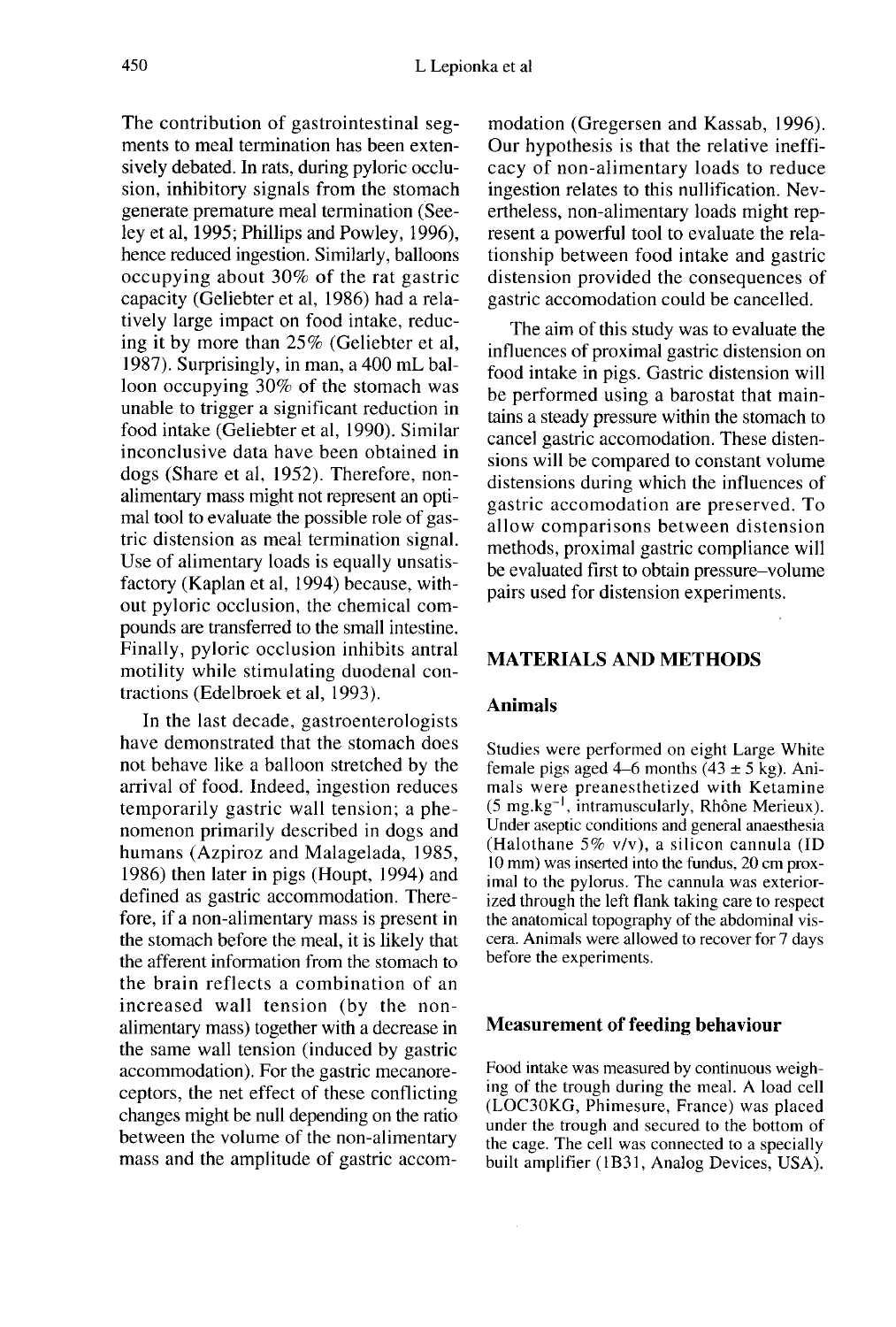The contribution of gastrointestinal segments to meal termination has been extensively debated. In rats, during pyloric occlusion, inhibitory signals from the stomach generate premature meal termination (Seeley et al, 1995; Phillips and Powley, 1996), hence reduced ingestion. Similarly, balloons occupying about 30% of the rat gastric capacity (Geliebter et al, 1986) had a relatively large impact on food intake, reducing it by more than 25% (Geliebter et al, 1987). Surprisingly, in man, a 400 mL balloon occupying 30% of the stomach was unable to trigger a significant reduction in food intake (Geliebter et al, 1990). Similar inconclusive data have been obtained in dogs (Share et al, 1952). Therefore, non-alimentary mass might not represent an optimal tool to evaluate the possible role of gastric distension as meal termination signal. Use of alimentary loads is equally unsatisfactory (Kaplan et al, 1994) because, without pyloric occlusion, the chemical compounds are transferred to the small intestine. Finally, pyloric occlusion inhibits antral motility while stimulating duodenal contractions (Edelbroek et al, 1993).

In the last decade, gastroenterologists have demonstrated that the stomach does not behave like a balloon stretched by the arrival of food. Indeed, ingestion reduces temporarily gastric wall tension; a phenomenon primarily described in dogs and humans (Azpiroz and Malagelada, 1985, 1986) then later in pigs (Houpt, 1994) and defined as gastric accommodation. Therefore, if a non-alimentary mass is present in the stomach before the meal, it is likely that the afferent information from the stomach to the brain reflects a combination of an increased wall tension (by the non-alimentary mass) together with a decrease in the same wall tension (induced by gastric accommodation). For the gastric mecanoreceptors, the net effect of these conflicting changes might be null depending on the ratio between the volume of the non-alimentary mass and the amplitude of gastric accommodation (Gregersen and Kassab, 1996). Our hypothesis is that the relative inefficacy of non-alimentary loads to reduce ingestion relates to this nullification. Nevertheless, non-alimentary loads might represent a powerful tool to evaluate the relationship between food intake and gastric distension provided the consequences of gastric accomodation could be cancelled.

The aim of this study was to evaluate the influences of proximal gastric distension on food intake in pigs. Gastric distension will be performed using a barostat that maintains a steady pressure within the stomach to cancel gastric accomodation. These distensions will be compared to constant volume distensions during which the influences of gastric accomodation are preserved. To allow comparisons between distension methods, proximal gastric compliance will be evaluated first to obtain pressure–volume pairs used for distension experiments.

## MATERIALS AND METHODS

### Animals

Studies were performed on eight Large White female pigs aged 4–6 months (43 ± 5 kg). Animals were preanesthetized with Ketamine (5 $mg.kg^{-1}$, intramuscularly, Rhône Merieux). Under aseptic conditions and general anaesthesia (Halothane 5% v/v), a silicon cannula (ID 10 mm) was inserted into the fundus, 20 cm proximal to the pylorus. The cannula was exteriorized through the left flank taking care to respect the anatomical topography of the abdominal viscera. Animals were allowed to recover for 7 days before the experiments.

### Measurement of feeding behaviour

Food intake was measured by continuous weighing of the trough during the meal. A load cell (LOC30KG, Phimesure, France) was placed under the trough and secured to the bottom of the cage. The cell was connected to a specially built amplifier (1B31, Analog Devices, USA).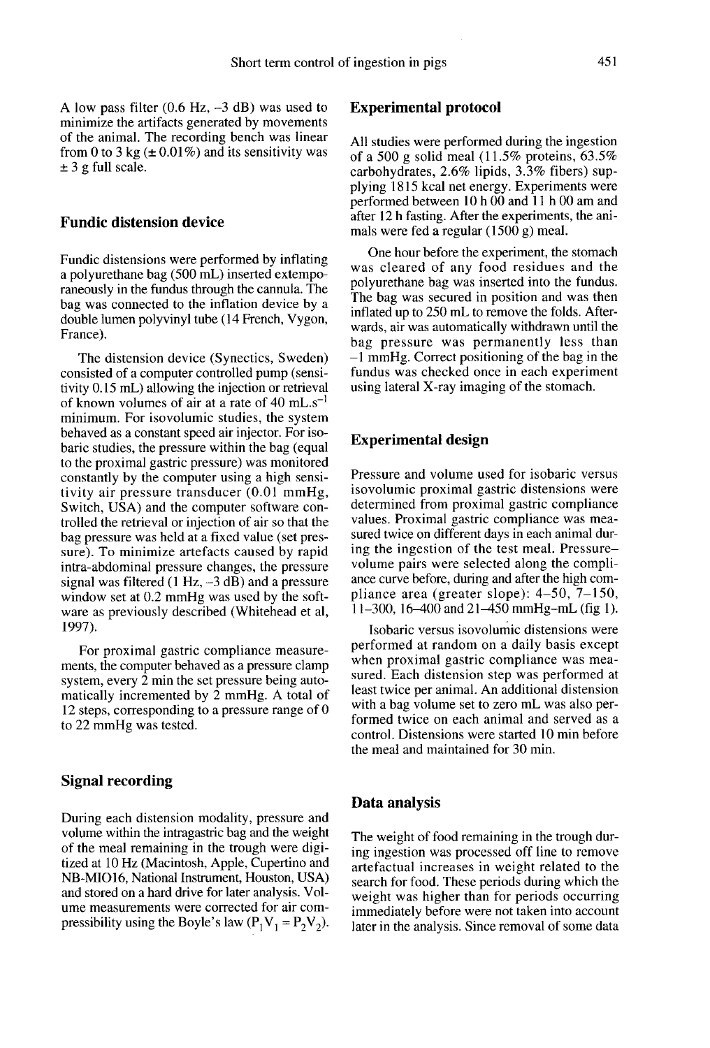A low pass filter (0.6 Hz, –3 dB) was used to minimize the artifacts generated by movements of the animal. The recording bench was linear from 0 to 3 kg (± 0.01%) and its sensitivity was ± 3 g full scale.

## Fundic distension device

Fundic distensions were performed by inflating a polyurethane bag (500 mL) inserted extemporaneously in the fundus through the cannula. The bag was connected to the inflation device by a double lumen polyvinyl tube (14 French, Vygon, France).

The distension device (Synectics, Sweden) consisted of a computer controlled pump (sensitivity 0.15 mL) allowing the injection or retrieval of known volumes of air at a rate of 40 mL.$s^{-1}$ minimum. For isovolumic studies, the system behaved as a constant speed air injector. For isobaric studies, the pressure within the bag (equal to the proximal gastric pressure) was monitored constantly by the computer using a high sensitivity air pressure transducer (0.01 mmHg, Switch, USA) and the computer software controlled the retrieval or injection of air so that the bag pressure was held at a fixed value (set pressure). To minimize artefacts caused by rapid intra-abdominal pressure changes, the pressure signal was filtered (1 Hz, –3 dB) and a pressure window set at 0.2 mmHg was used by the software as previously described (Whitehead et al, 1997).

For proximal gastric compliance measurements, the computer behaved as a pressure clamp system, every 2 min the set pressure being automatically incremented by 2 mmHg. A total of 12 steps, corresponding to a pressure range of 0 to 22 mmHg was tested.

## Signal recording

During each distension modality, pressure and volume within the intragastric bag and the weight of the meal remaining in the trough were digitized at 10 Hz (Macintosh, Apple, Cupertino and NB-MIO16, National Instrument, Houston, USA) and stored on a hard drive for later analysis. Volume measurements were corrected for air compressibility using the Boyle's law ($P_1V_1 = P_2V_2$).

## Experimental protocol

All studies were performed during the ingestion of a 500 g solid meal (11.5% proteins, 63.5% carbohydrates, 2.6% lipids, 3.3% fibers) supplying 1815 kcal net energy. Experiments were performed between 10 h 00 and 11 h 00 am and after 12 h fasting. After the experiments, the animals were fed a regular (1500 g) meal.

One hour before the experiment, the stomach was cleared of any food residues and the polyurethane bag was inserted into the fundus. The bag was secured in position and was then inflated up to 250 mL to remove the folds. Afterwards, air was automatically withdrawn until the bag pressure was permanently less than –1 mmHg. Correct positioning of the bag in the fundus was checked once in each experiment using lateral X-ray imaging of the stomach.

## Experimental design

Pressure and volume used for isobaric versus isovolumic proximal gastric distensions were determined from proximal gastric compliance values. Proximal gastric compliance was measured twice on different days in each animal during the ingestion of the test meal. Pressure–volume pairs were selected along the compliance curve before, during and after the high compliance area (greater slope): 4–50, 7–150, 11–300, 16–400 and 21–450 mmHg-mL (fig 1).

Isobaric versus isovolumic distensions were performed at random on a daily basis except when proximal gastric compliance was measured. Each distension step was performed at least twice per animal. An additional distension with a bag volume set to zero mL was also performed twice on each animal and served as a control. Distensions were started 10 min before the meal and maintained for 30 min.

## Data analysis

The weight of food remaining in the trough during ingestion was processed off line to remove artefactual increases in weight related to the search for food. These periods during which the weight was higher than for periods occurring immediately before were not taken into account later in the analysis. Since removal of some data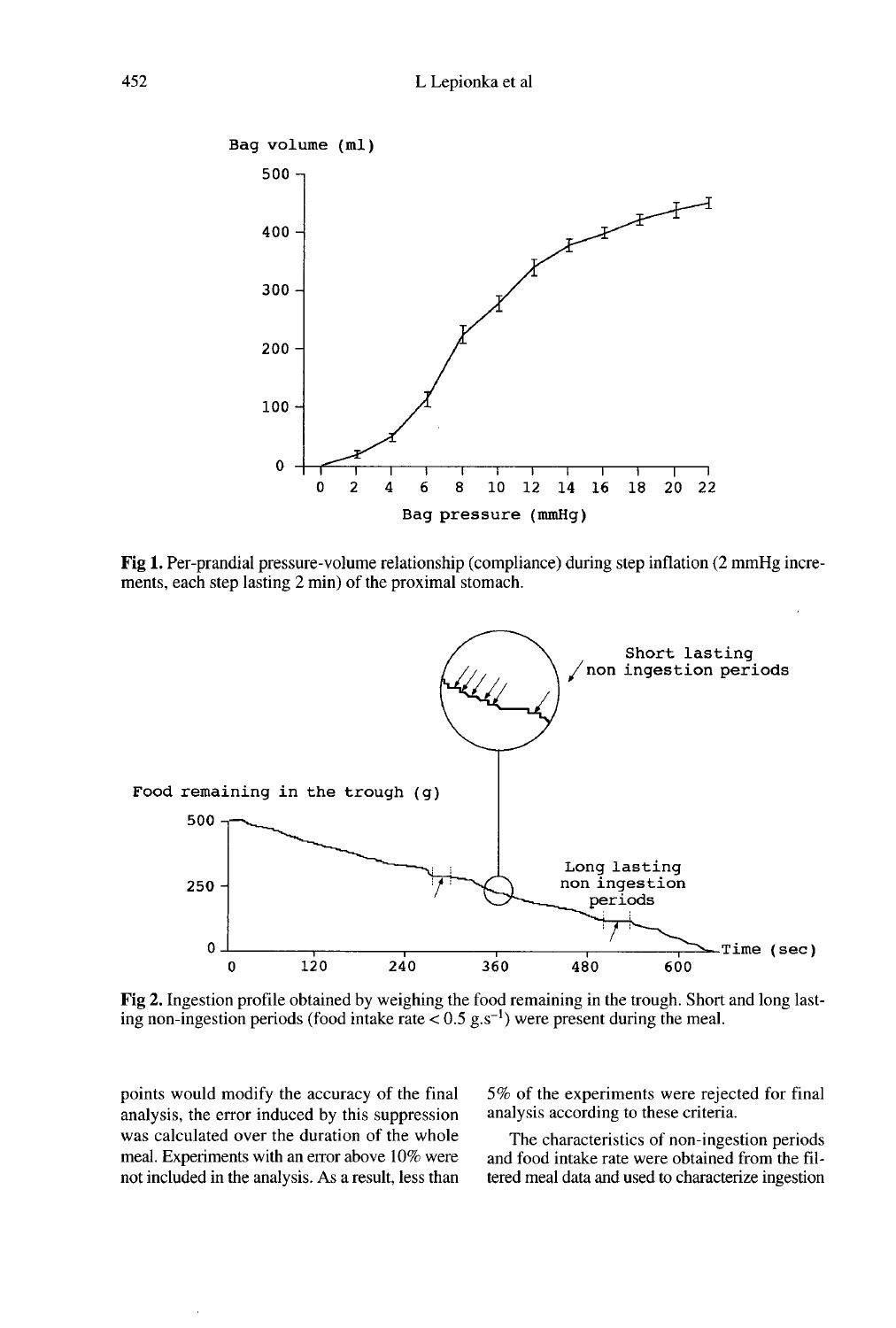**Fig 1.** Per-prandial pressure-volume relationship (compliance) during step inflation (2 mmHg increments, each step lasting 2 min) of the proximal stomach.

**Fig 2.** Ingestion profile obtained by weighing the food remaining in the trough. Short and long lasting non-ingestion periods (food intake rate < 0.5 $g.s^{-1}$) were present during the meal.

points would modify the accuracy of the final analysis, the error induced by this suppression was calculated over the duration of the whole meal. Experiments with an error above 10% were not included in the analysis. As a result, less than 5% of the experiments were rejected for final analysis according to these criteria.

The characteristics of non-ingestion periods and food intake rate were obtained from the filtered meal data and used to characterize ingestion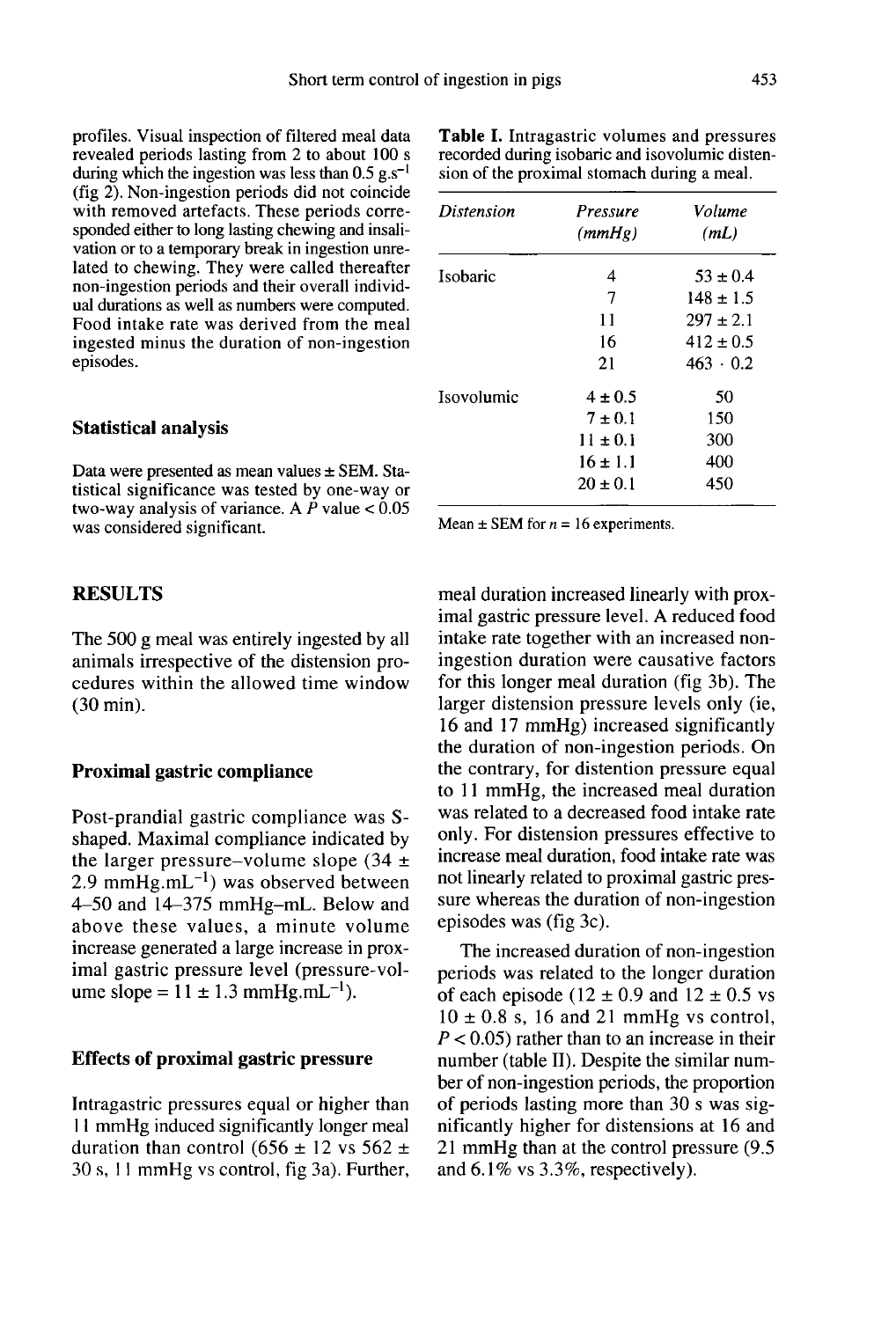profiles. Visual inspection of filtered meal data revealed periods lasting from 2 to about 100 s during which the ingestion was less than 0.5 g.s$^{-1}$ (fig 2). Non-ingestion periods did not coincide with removed artefacts. These periods corresponded either to long lasting chewing and insalivation or to a temporary break in ingestion unrelated to chewing. They were called thereafter non-ingestion periods and their overall individual durations as well as numbers were computed. Food intake rate was derived from the meal ingested minus the duration of non-ingestion episodes.

### Statistical analysis

Data were presented as mean values ± SEM. Statistical significance was tested by one-way or two-way analysis of variance. A $P$ value < 0.05 was considered significant.

**Table I.** Intragastric volumes and pressures recorded during isobaric and isovolumic distension of the proximal stomach during a meal.

| *Distension* | *Pressure (mmHg)* | *Volume (mL)* |
|---|---|---|
| Isobaric | 4 | 53 ± 0.4 |
| | 7 | 148 ± 1.5 |
| | 11 | 297 ± 2.1 |
| | 16 | 412 ± 0.5 |
| | 21 | 463 · 0.2 |
| Isovolumic | 4 ± 0.5 | 50 |
| | 7 ± 0.1 | 150 |
| | 11 ± 0.1 | 300 |
| | 16 ± 1.1 | 400 |
| | 20 ± 0.1 | 450 |

Mean ± SEM for $n$ = 16 experiments.

## RESULTS

The 500 g meal was entirely ingested by all animals irrespective of the distension procedures within the allowed time window (30 min).

### Proximal gastric compliance

Post-prandial gastric compliance was S-shaped. Maximal compliance indicated by the larger pressure–volume slope (34 ± 2.9 mmHg.mL$^{-1}$) was observed between 4–50 and 14–375 mmHg–mL. Below and above these values, a minute volume increase generated a large increase in proximal gastric pressure level (pressure-volume slope = 11 ± 1.3 mmHg.mL$^{-1}$).

### Effects of proximal gastric pressure

Intragastric pressures equal or higher than 11 mmHg induced significantly longer meal duration than control (656 ± 12 vs 562 ± 30 s, 11 mmHg vs control, fig 3a). Further, meal duration increased linearly with proximal gastric pressure level. A reduced food intake rate together with an increased non-ingestion duration were causative factors for this longer meal duration (fig 3b). The larger distension pressure levels only (ie, 16 and 17 mmHg) increased significantly the duration of non-ingestion periods. On the contrary, for distention pressure equal to 11 mmHg, the increased meal duration was related to a decreased food intake rate only. For distension pressures effective to increase meal duration, food intake rate was not linearly related to proximal gastric pressure whereas the duration of non-ingestion episodes was (fig 3c).

The increased duration of non-ingestion periods was related to the longer duration of each episode (12 ± 0.9 and 12 ± 0.5 vs 10 ± 0.8 s, 16 and 21 mmHg vs control, $P$ < 0.05) rather than to an increase in their number (table II). Despite the similar number of non-ingestion periods, the proportion of periods lasting more than 30 s was significantly higher for distensions at 16 and 21 mmHg than at the control pressure (9.5 and 6.1% vs 3.3%, respectively).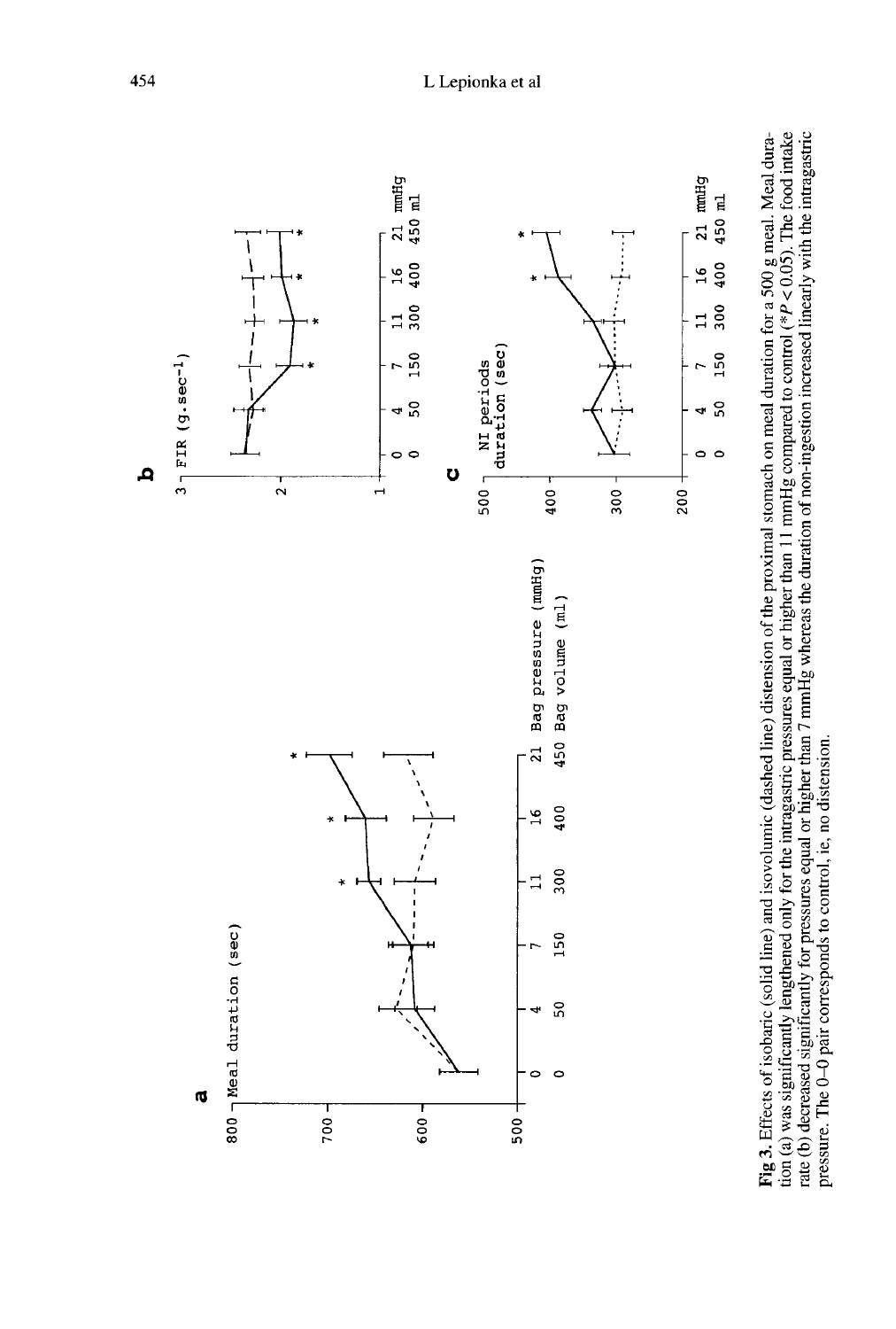**Fig 3.** Effects of isobaric (solid line) and isovolumic (dashed line) distension of the proximal stomach on meal duration for a 500 g meal. Meal duration (a) was significantly lengthened only for the intragastric pressures equal or higher than 11 mmHg compared to control (*$P < 0.05$). The food intake rate (b) decreased significantly for pressures equal or higher than 7 mmHg whereas the duration of non-ingestion increased linearly with the intragastric pressure. The 0–0 pair corresponds to control, ie, no distension.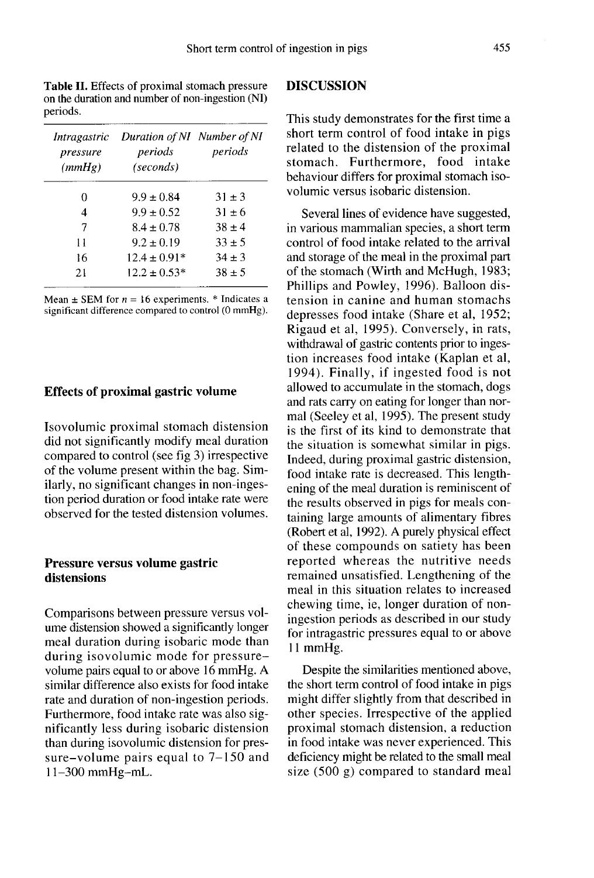**Table II.** Effects of proximal stomach pressure on the duration and number of non-ingestion (NI) periods.

| *Intragastric pressure (mmHg)* | *Duration of NI periods (seconds)* | *Number of NI periods* |
|---|---|---|
| 0 | 9.9 ± 0.84 | 31 ± 3 |
| 4 | 9.9 ± 0.52 | 31 ± 6 |
| 7 | 8.4 ± 0.78 | 38 ± 4 |
| 11 | 9.2 ± 0.19 | 33 ± 5 |
| 16 | 12.4 ± 0.91* | 34 ± 3 |
| 21 | 12.2 ± 0.53* | 38 ± 5 |

Mean ± SEM for $n = 16$ experiments. * Indicates a significant difference compared to control (0 mmHg).

### Effects of proximal gastric volume

Isovolumic proximal stomach distension did not significantly modify meal duration compared to control (see fig 3) irrespective of the volume present within the bag. Similarly, no significant changes in non-ingestion period duration or food intake rate were observed for the tested distension volumes.

### Pressure versus volume gastric distensions

Comparisons between pressure versus volume distension showed a significantly longer meal duration during isobaric mode than during isovolumic mode for pressure–volume pairs equal to or above 16 mmHg. A similar difference also exists for food intake rate and duration of non-ingestion periods. Furthermore, food intake rate was also significantly less during isobaric distension than during isovolumic distension for pressure–volume pairs equal to 7–150 and 11–300 mmHg-mL.

## DISCUSSION

This study demonstrates for the first time a short term control of food intake in pigs related to the distension of the proximal stomach. Furthermore, food intake behaviour differs for proximal stomach isovolumic versus isobaric distension.

Several lines of evidence have suggested, in various mammalian species, a short term control of food intake related to the arrival and storage of the meal in the proximal part of the stomach (Wirth and McHugh, 1983; Phillips and Powley, 1996). Balloon distension in canine and human stomachs depresses food intake (Share et al, 1952; Rigaud et al, 1995). Conversely, in rats, withdrawal of gastric contents prior to ingestion increases food intake (Kaplan et al, 1994). Finally, if ingested food is not allowed to accumulate in the stomach, dogs and rats carry on eating for longer than normal (Seeley et al, 1995). The present study is the first of its kind to demonstrate that the situation is somewhat similar in pigs. Indeed, during proximal gastric distension, food intake rate is decreased. This lengthening of the meal duration is reminiscent of the results observed in pigs for meals containing large amounts of alimentary fibres (Robert et al, 1992). A purely physical effect of these compounds on satiety has been reported whereas the nutritive needs remained unsatisfied. Lengthening of the meal in this situation relates to increased chewing time, ie, longer duration of non-ingestion periods as described in our study for intragastric pressures equal to or above 11 mmHg.

Despite the similarities mentioned above, the short term control of food intake in pigs might differ slightly from that described in other species. Irrespective of the applied proximal stomach distension, a reduction in food intake was never experienced. This deficiency might be related to the small meal size (500 g) compared to standard meal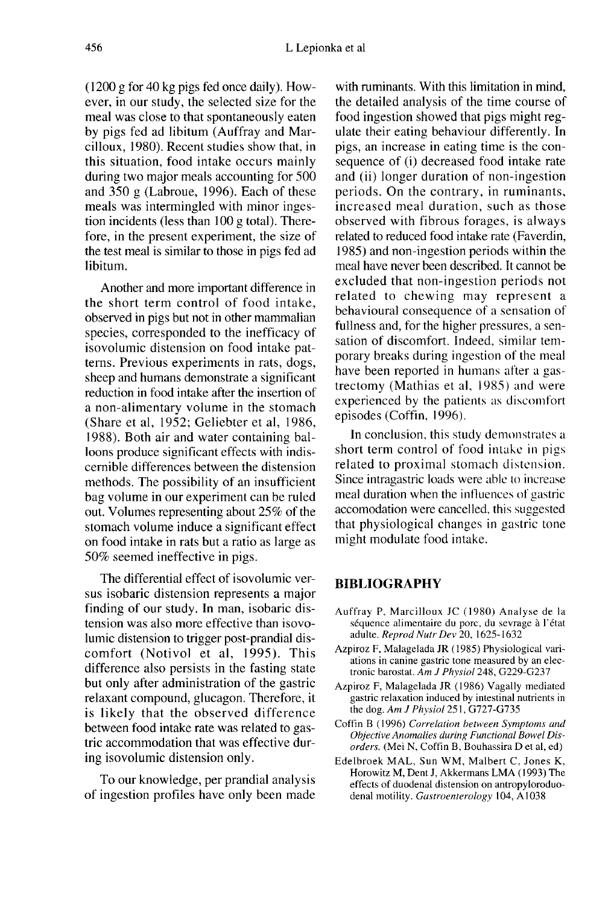(1200 g for 40 kg pigs fed once daily). However, in our study, the selected size for the meal was close to that spontaneously eaten by pigs fed ad libitum (Auffray and Marcilloux, 1980). Recent studies show that, in this situation, food intake occurs mainly during two major meals accounting for 500 and 350 g (Labroue, 1996). Each of these meals was intermingled with minor ingestion incidents (less than 100 g total). Therefore, in the present experiment, the size of the test meal is similar to those in pigs fed ad libitum.

Another and more important difference in the short term control of food intake, observed in pigs but not in other mammalian species, corresponded to the inefficacy of isovolumic distension on food intake patterns. Previous experiments in rats, dogs, sheep and humans demonstrate a significant reduction in food intake after the insertion of a non-alimentary volume in the stomach (Share et al, 1952; Geliebter et al, 1986, 1988). Both air and water containing balloons produce significant effects with indiscernible differences between the distension methods. The possibility of an insufficient bag volume in our experiment can be ruled out. Volumes representing about 25% of the stomach volume induce a significant effect on food intake in rats but a ratio as large as 50% seemed ineffective in pigs.

The differential effect of isovolumic versus isobaric distension represents a major finding of our study. In man, isobaric distension was also more effective than isovolumic distension to trigger post-prandial discomfort (Notivol et al, 1995). This difference also persists in the fasting state but only after administration of the gastric relaxant compound, glucagon. Therefore, it is likely that the observed difference between food intake rate was related to gastric accommodation that was effective during isovolumic distension only.

To our knowledge, per prandial analysis of ingestion profiles have only been made with ruminants. With this limitation in mind, the detailed analysis of the time course of food ingestion showed that pigs might regulate their eating behaviour differently. In pigs, an increase in eating time is the consequence of (i) decreased food intake rate and (ii) longer duration of non-ingestion periods. On the contrary, in ruminants, increased meal duration, such as those observed with fibrous forages, is always related to reduced food intake rate (Faverdin, 1985) and non-ingestion periods within the meal have never been described. It cannot be excluded that non-ingestion periods not related to chewing may represent a behavioural consequence of a sensation of fullness and, for the higher pressures, a sensation of discomfort. Indeed, similar temporary breaks during ingestion of the meal have been reported in humans after a gastrectomy (Mathias et al, 1985) and were experienced by the patients as discomfort episodes (Coffin, 1996).

In conclusion, this study demonstrates a short term control of food intake in pigs related to proximal stomach distension. Since intragastric loads were able to increase meal duration when the influences of gastric accomodation were cancelled, this suggested that physiological changes in gastric tone might modulate food intake.

## BIBLIOGRAPHY

Auffray P, Marcilloux JC (1980) Analyse de la séquence alimentaire du porc, du sevrage à l'état adulte. *Reprod Nutr Dev* 20, 1625-1632

Azpiroz F, Malagelada JR (1985) Physiological variations in canine gastric tone measured by an electronic barostat. *Am J Physiol* 248, G229-G237

Azpiroz F, Malagelada JR (1986) Vagally mediated gastric relaxation induced by intestinal nutrients in the dog. *Am J Physiol* 251, G727-G735

Coffin B (1996) *Correlation between Symptoms and Objective Anomalies during Functional Bowel Disorders.* (Mei N, Coffin B, Bouhassira D et al, ed)

Edelbroek MAL, Sun WM, Malbert C, Jones K, Horowitz M, Dent J, Akkermans LMA (1993) The effects of duodenal distension on antropyloroduodenal motility. *Gastroenterology* 104, A1038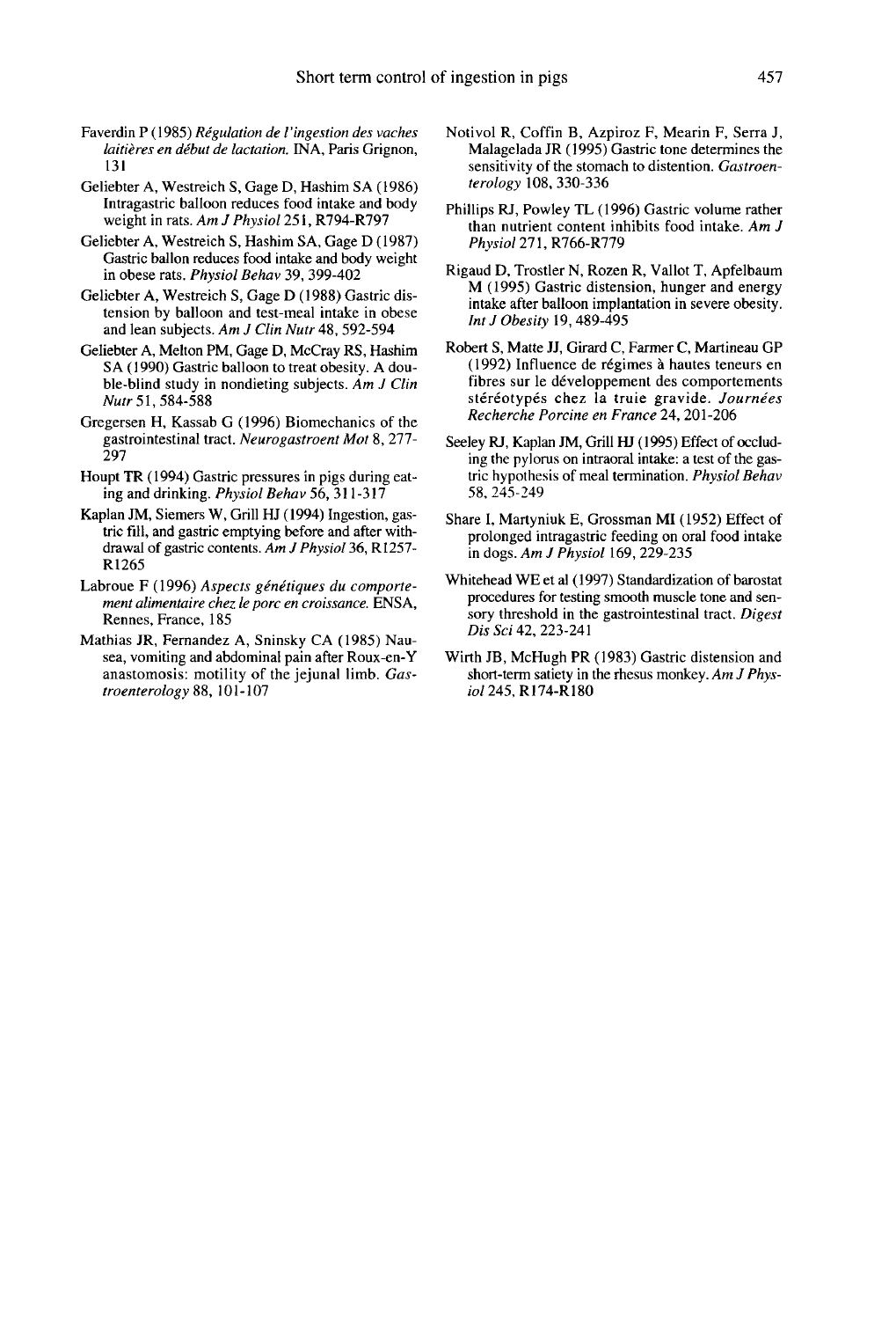Faverdin P (1985) *Régulation de l'ingestion des vaches laitières en début de lactation.* INA, Paris Grignon, 131

Geliebter A, Westreich S, Gage D, Hashim SA (1986) Intragastric balloon reduces food intake and body weight in rats. *Am J Physiol* 251, R794-R797

Geliebter A, Westreich S, Hashim SA, Gage D (1987) Gastric ballon reduces food intake and body weight in obese rats. *Physiol Behav* 39, 399-402

Geliebter A, Westreich S, Gage D (1988) Gastric distension by balloon and test-meal intake in obese and lean subjects. *Am J Clin Nutr* 48, 592-594

Geliebter A, Melton PM, Gage D, McCray RS, Hashim SA (1990) Gastric balloon to treat obesity. A double-blind study in nondieting subjects. *Am J Clin Nutr* 51, 584-588

Gregersen H, Kassab G (1996) Biomechanics of the gastrointestinal tract. *Neurogastroent Mot* 8, 277-297

Houpt TR (1994) Gastric pressures in pigs during eating and drinking. *Physiol Behav* 56, 311-317

Kaplan JM, Siemers W, Grill HJ (1994) Ingestion, gastric fill, and gastric emptying before and after withdrawal of gastric contents. *Am J Physiol* 36, R1257-R1265

Labroue F (1996) *Aspects génétiques du comportement alimentaire chez le porc en croissance.* ENSA, Rennes, France, 185

Mathias JR, Fernandez A, Sninsky CA (1985) Nausea, vomiting and abdominal pain after Roux-en-Y anastomosis: motility of the jejunal limb. *Gastroenterology* 88, 101-107

Notivol R, Coffin B, Azpiroz F, Mearin F, Serra J, Malagelada JR (1995) Gastric tone determines the sensitivity of the stomach to distention. *Gastroenterology* 108, 330-336

Phillips RJ, Powley TL (1996) Gastric volume rather than nutrient content inhibits food intake. *Am J Physiol* 271, R766-R779

Rigaud D, Trostler N, Rozen R, Vallot T, Apfelbaum M (1995) Gastric distension, hunger and energy intake after balloon implantation in severe obesity. *Int J Obesity* 19, 489-495

Robert S, Matte JJ, Girard C, Farmer C, Martineau GP (1992) Influence de régimes à hautes teneurs en fibres sur le développement des comportements stéréotypés chez la truie gravide. *Journées Recherche Porcine en France* 24, 201-206

Seeley RJ, Kaplan JM, Grill HJ (1995) Effect of occluding the pylorus on intraoral intake: a test of the gastric hypothesis of meal termination. *Physiol Behav* 58, 245-249

Share I, Martyniuk E, Grossman MI (1952) Effect of prolonged intragastric feeding on oral food intake in dogs. *Am J Physiol* 169, 229-235

Whitehead WE et al (1997) Standardization of barostat procedures for testing smooth muscle tone and sensory threshold in the gastrointestinal tract. *Digest Dis Sci* 42, 223-241

Wirth JB, McHugh PR (1983) Gastric distension and short-term satiety in the rhesus monkey. *Am J Physiol* 245, R174-R180